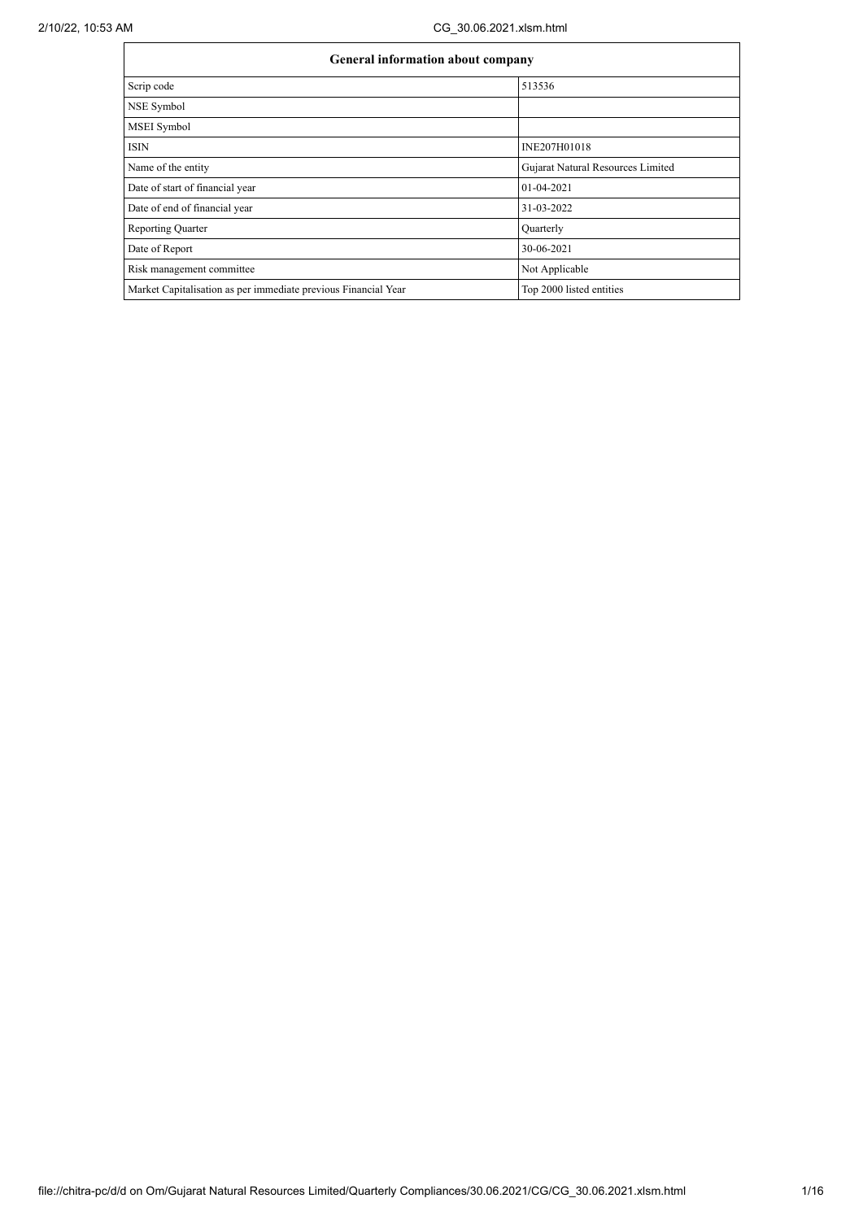| General information about company | |
|---|---|
| Scrip code | 513536 |
| NSE Symbol | |
| MSEI Symbol | |
| ISIN | INE207H01018 |
| Name of the entity | Gujarat Natural Resources Limited |
| Date of start of financial year | 01-04-2021 |
| Date of end of financial year | 31-03-2022 |
| Reporting Quarter | Quarterly |
| Date of Report | 30-06-2021 |
| Risk management committee | Not Applicable |
| Market Capitalisation as per immediate previous Financial Year | Top 2000 listed entities |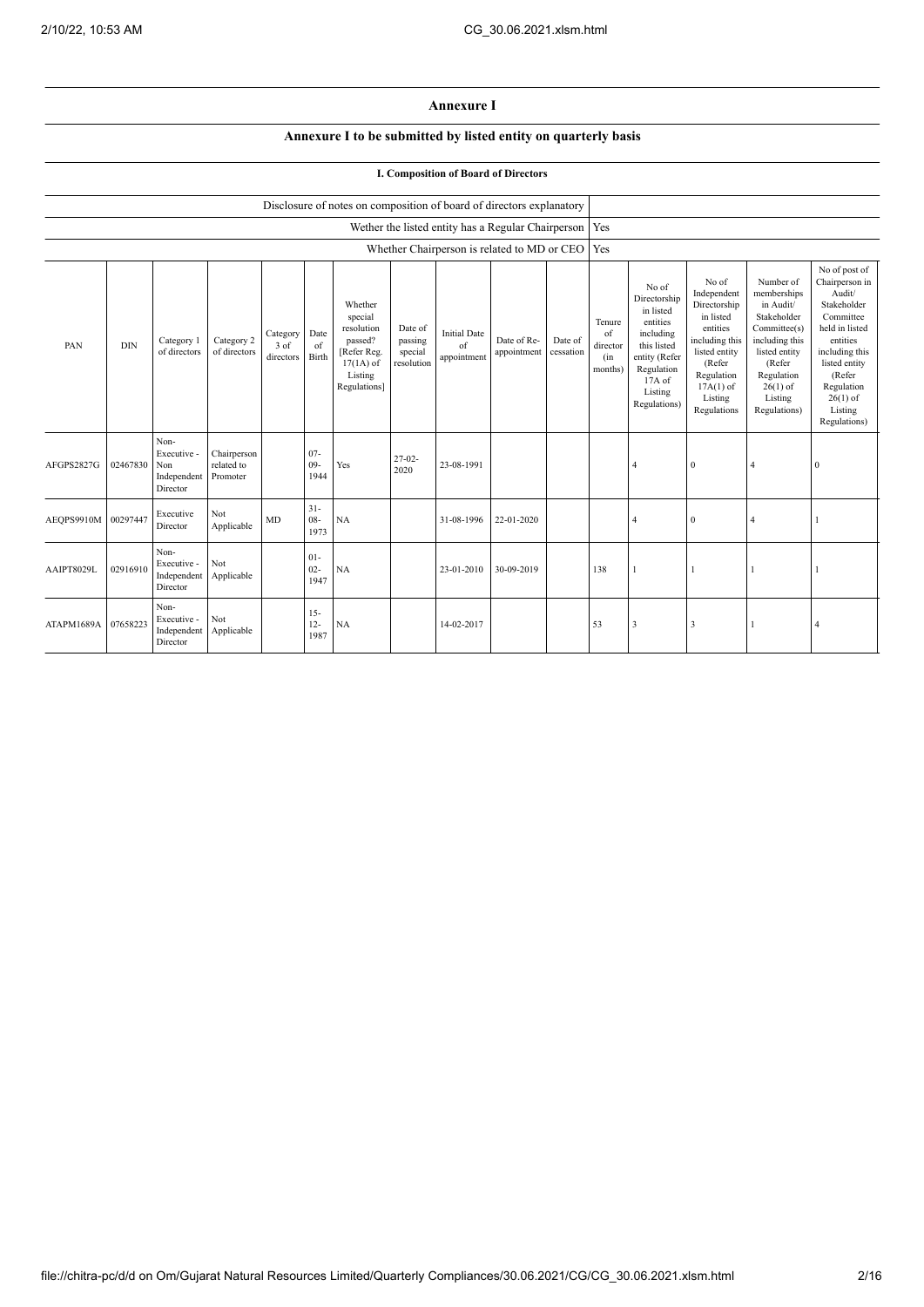# Annexure I

## Annexure I to be submitted by listed entity on quarterly basis

### I. Composition of Board of Directors

| Disclosure of notes on composition of board of directors explanatory | |
|---|---|
| Wether the listed entity has a Regular Chairperson | Yes |
| Whether Chairperson is related to MD or CEO | Yes |

| PAN | DIN | Category 1 of directors | Category 2 of directors | Category 3 of directors | Date of Birth | Whether special resolution passed? [Refer Reg. 17(1A) of Listing Regulations] | Date of passing special resolution | Initial Date of appointment | Date of Re-appointment | Date of cessation | Tenure of director (in months) | No of Directorship in listed entities including this listed entity (Refer Regulation 17A of Listing Regulations) | No of Independent Directorship in listed entities including this listed entity (Refer Regulation 17A(1) of Listing Regulations | Number of memberships in Audit/ Stakeholder Committee(s) including this listed entity (Refer Regulation 26(1) of Listing Regulations) | No of post of Chairperson in Audit/ Stakeholder Committee held in listed entities including this listed entity (Refer Regulation 26(1) of Listing Regulations) |
|---|---|---|---|---|---|---|---|---|---|---|---|---|---|---|---|
| AFGPS2827G | 02467830 | Non-Executive - Non Independent Director | Chairperson related to Promoter | | 07-09-1944 | Yes | 27-02-2020 | 23-08-1991 | | | | 4 | 0 | 4 | 0 |
| AEQPS9910M | 00297447 | Executive Director | Not Applicable | MD | 31-08-1973 | NA | | 31-08-1996 | 22-01-2020 | | | 4 | 0 | 4 | 1 |
| AAIPT8029L | 02916910 | Non-Executive - Independent Director | Not Applicable | | 01-02-1947 | NA | | 23-01-2010 | 30-09-2019 | | 138 | 1 | 1 | 1 | 1 |
| ATAPM1689A | 07658223 | Non-Executive - Independent Director | Not Applicable | | 15-12-1987 | NA | | 14-02-2017 | | | 53 | 3 | 3 | 1 | 4 |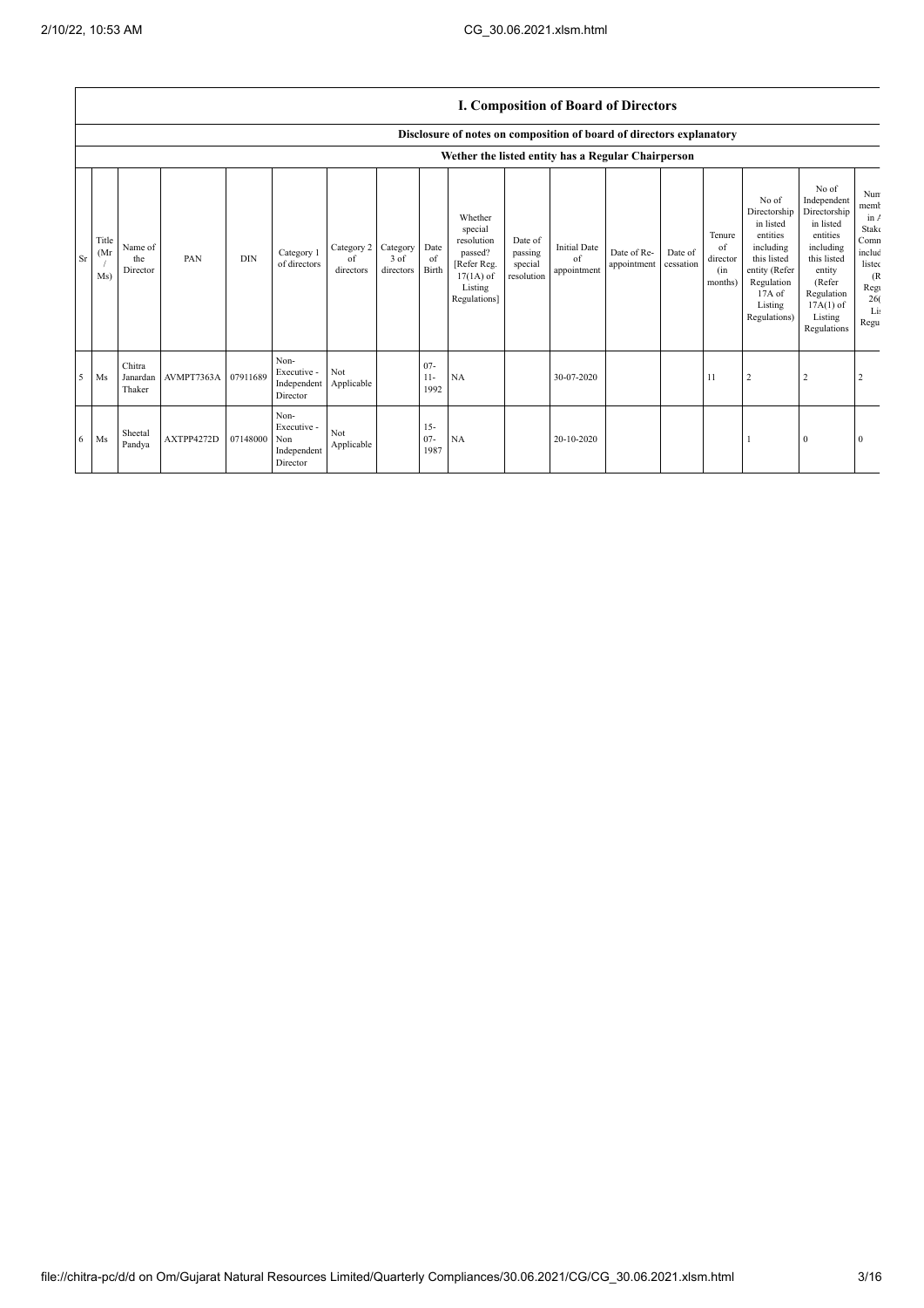## I. Composition of Board of Directors

### Disclosure of notes on composition of board of directors explanatory

### Wether the listed entity has a Regular Chairperson

| Sr | Title (Mr / Ms) | Name of the Director | PAN | DIN | Category 1 of directors | Category 2 of directors | Category 3 of directors | Date of Birth | Whether special resolution passed? [Refer Reg. 17(1A) of Listing Regulations] | Date of passing special resolution | Initial Date of appointment | Date of Re-appointment | Date of cessation | Tenure of director (in months) | No of Directorship in listed entities including this listed entity (Refer Regulation 17A of Listing Regulations) | No of Independent Directorship in listed entities including this listed entity (Refer Regulation 17A(1) of Listing Regulations | Num memb in A Stake Comm includ listed (R Regu 26( Lis Regu |
|---|---|---|---|---|---|---|---|---|---|---|---|---|---|---|---|---|---|
| 5 | Ms | Chitra Janardan Thaker | AVMPT7363A | 07911689 | Non-Executive - Independent Director | Not Applicable | | 07-11-1992 | NA | | 30-07-2020 | | | 11 | 2 | 2 | 2 |
| 6 | Ms | Sheetal Pandya | AXTPP4272D | 07148000 | Non-Executive - Non Independent Director | Not Applicable | | 15-07-1987 | NA | | 20-10-2020 | | | | 1 | 0 | 0 |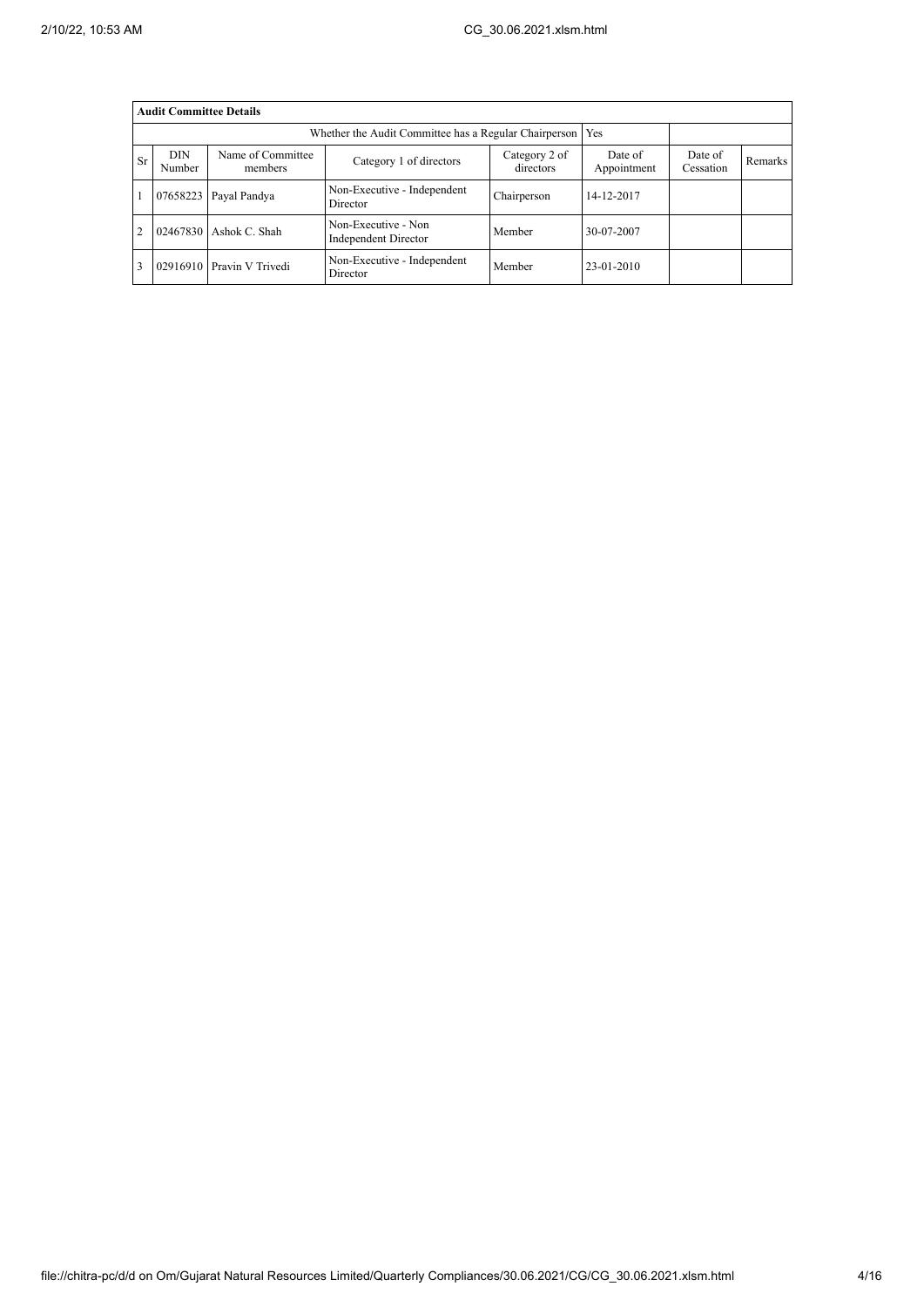| Audit Committee Details | | | | | | | |
|---|---|---|---|---|---|---|---|
| Whether the Audit Committee has a Regular Chairperson | | | | | Yes | | |
| Sr | DIN Number | Name of Committee members | Category 1 of directors | Category 2 of directors | Date of Appointment | Date of Cessation | Remarks |
| 1 | 07658223 | Payal Pandya | Non-Executive - Independent Director | Chairperson | 14-12-2017 | | |
| 2 | 02467830 | Ashok C. Shah | Non-Executive - Non Independent Director | Member | 30-07-2007 | | |
| 3 | 02916910 | Pravin V Trivedi | Non-Executive - Independent Director | Member | 23-01-2010 | | |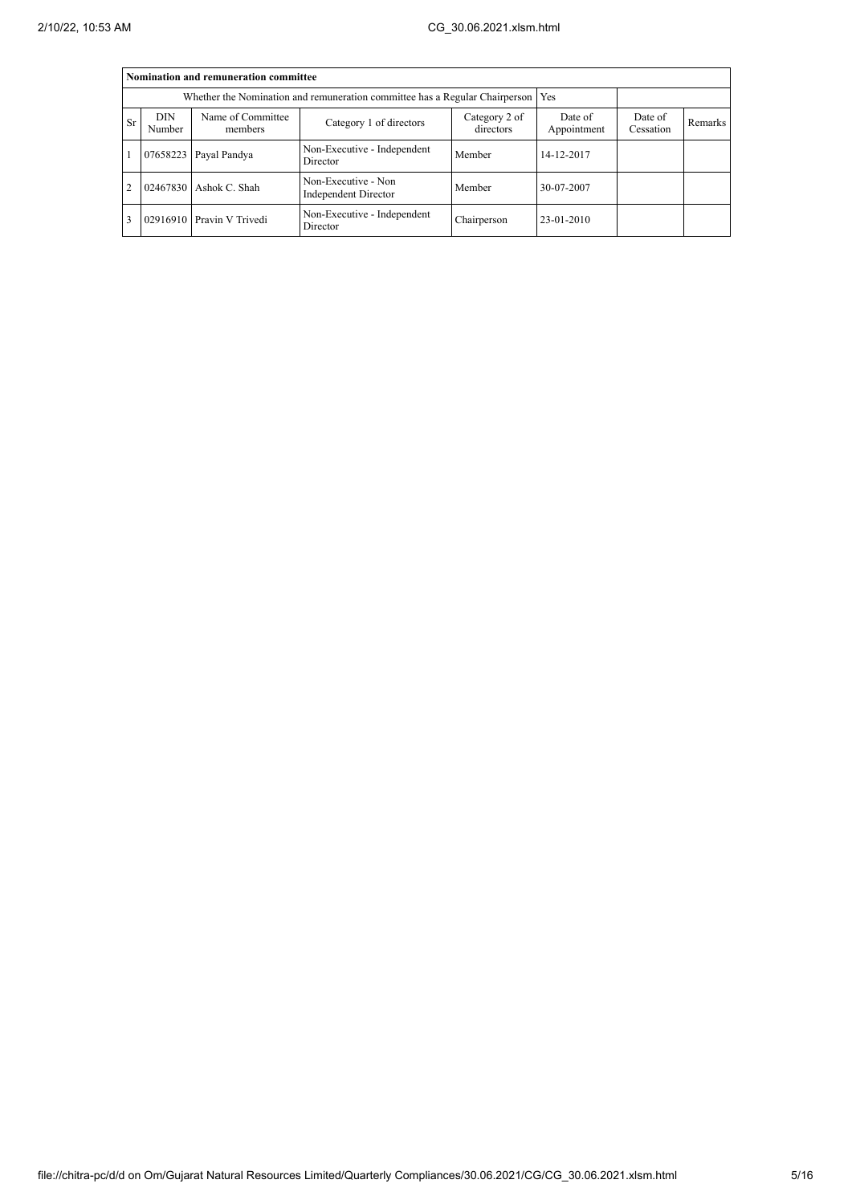| Nomination and remuneration committee | | | | | | | |
|---|---|---|---|---|---|---|---|
| Whether the Nomination and remuneration committee has a Regular Chairperson | | | | | Yes | | |
| Sr | DIN Number | Name of Committee members | Category 1 of directors | Category 2 of directors | Date of Appointment | Date of Cessation | Remarks |
| 1 | 07658223 | Payal Pandya | Non-Executive - Independent Director | Member | 14-12-2017 | | |
| 2 | 02467830 | Ashok C. Shah | Non-Executive - Non Independent Director | Member | 30-07-2007 | | |
| 3 | 02916910 | Pravin V Trivedi | Non-Executive - Independent Director | Chairperson | 23-01-2010 | | |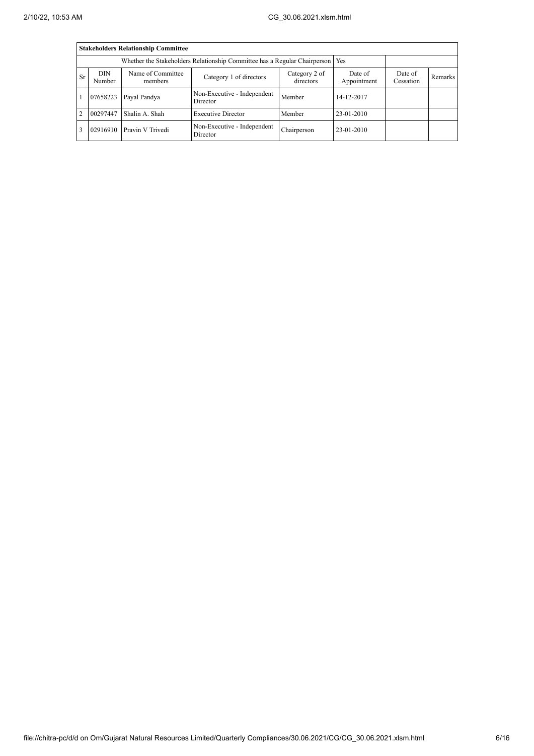| Stakeholders Relationship Committee | | | | | | | |
|---|---|---|---|---|---|---|---|
| Whether the Stakeholders Relationship Committee has a Regular Chairperson | | | | | Yes | | |
| Sr | DIN Number | Name of Committee members | Category 1 of directors | Category 2 of directors | Date of Appointment | Date of Cessation | Remarks |
| 1 | 07658223 | Payal Pandya | Non-Executive - Independent Director | Member | 14-12-2017 | | |
| 2 | 00297447 | Shalin A. Shah | Executive Director | Member | 23-01-2010 | | |
| 3 | 02916910 | Pravin V Trivedi | Non-Executive - Independent Director | Chairperson | 23-01-2010 | | |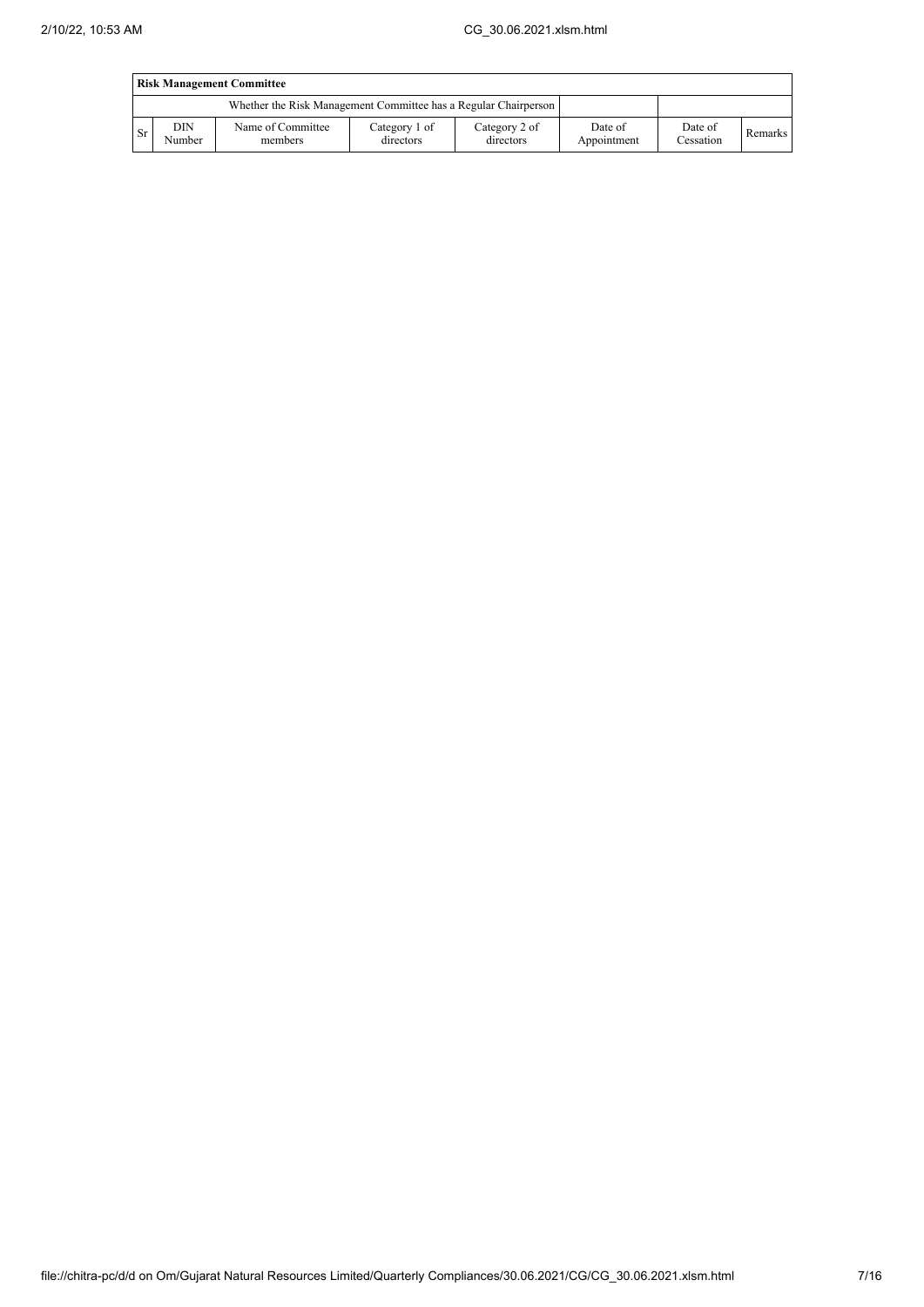| Risk Management Committee | | | | | | | |
|---|---|---|---|---|---|---|---|
| Whether the Risk Management Committee has a Regular Chairperson | | | | | | | |
| Sr | DIN Number | Name of Committee members | Category 1 of directors | Category 2 of directors | Date of Appointment | Date of Cessation | Remarks |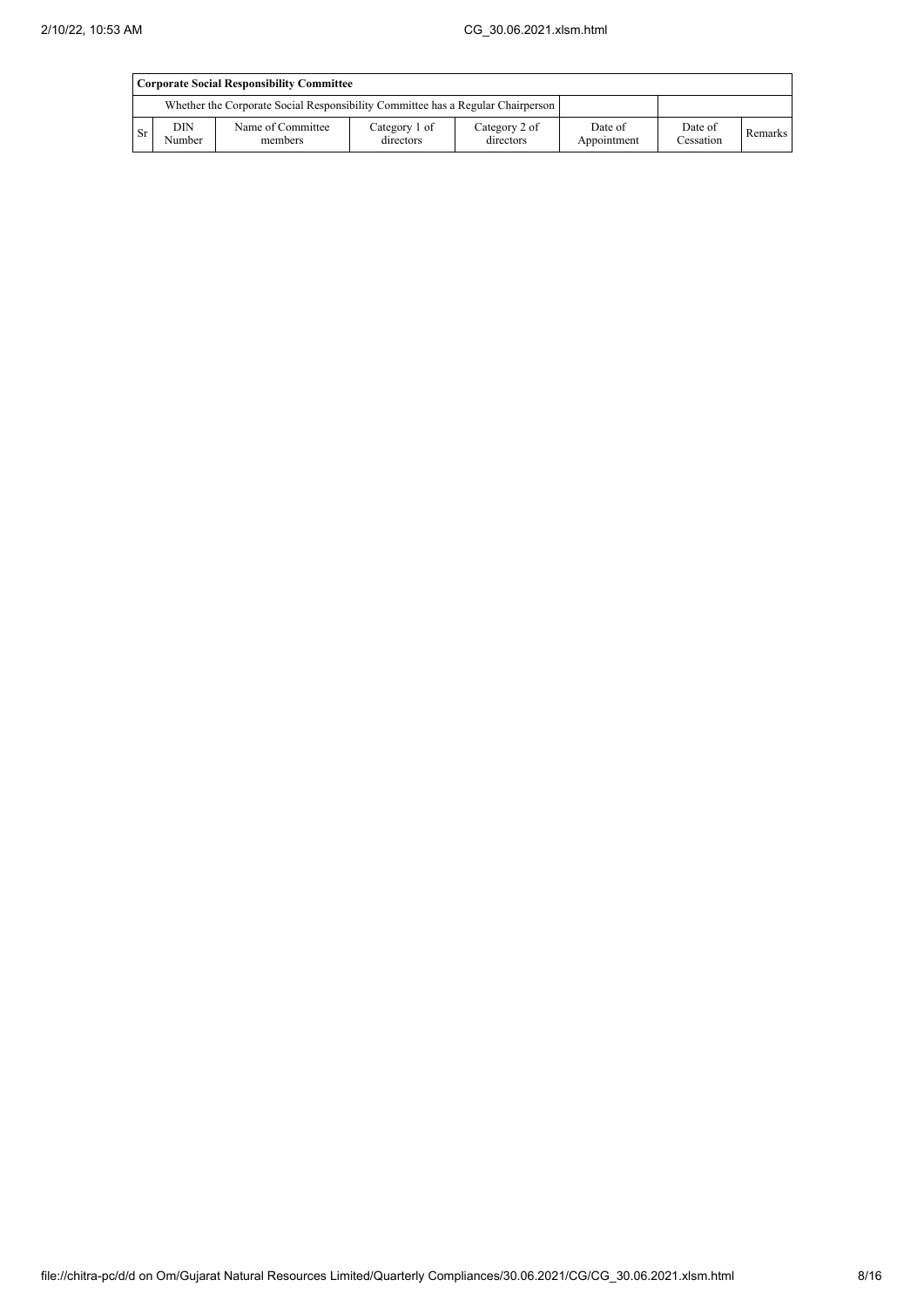| Corporate Social Responsibility Committee | | | | | | | |
|---|---|---|---|---|---|---|---|
| | Whether the Corporate Social Responsibility Committee has a Regular Chairperson | | | | | | |
| Sr | DIN Number | Name of Committee members | Category 1 of directors | Category 2 of directors | Date of Appointment | Date of Cessation | Remarks |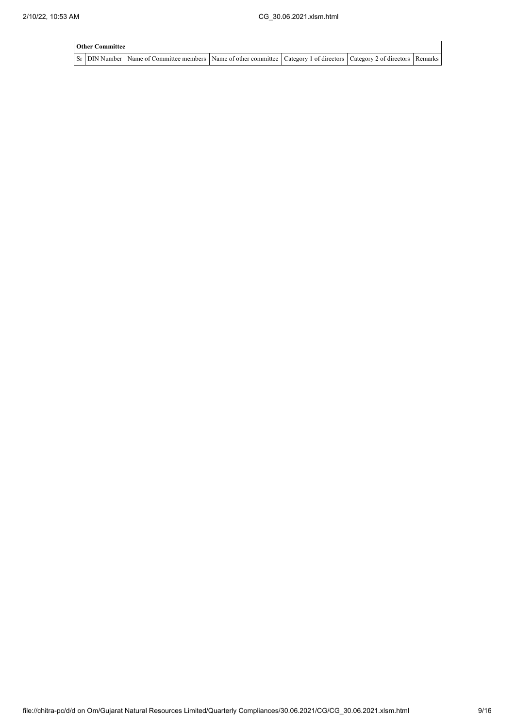| Other Committee | | | | | | |
|---|---|---|---|---|---|---|
| Sr | DIN Number | Name of Committee members | Name of other committee | Category 1 of directors | Category 2 of directors | Remarks |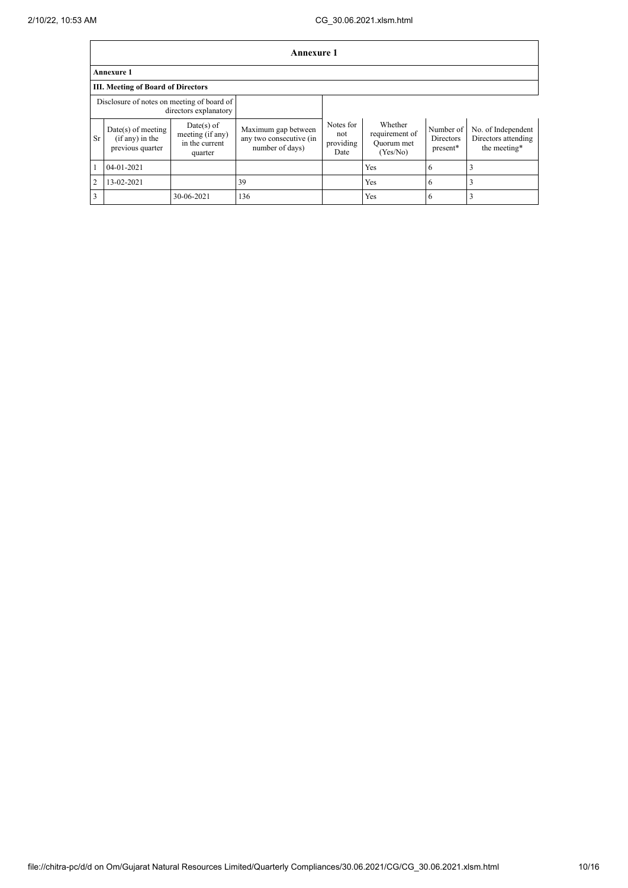# Annexure 1

## Annexure 1

### III. Meeting of Board of Directors

| Disclosure of notes on meeting of board of directors explanatory | | | | | | | |
|---|---|---|---|---|---|---|---|
| Sr | Date(s) of meeting (if any) in the previous quarter | Date(s) of meeting (if any) in the current quarter | Maximum gap between any two consecutive (in number of days) | Notes for not providing Date | Whether requirement of Quorum met (Yes/No) | Number of Directors present* | No. of Independent Directors attending the meeting* |
| 1 | 04-01-2021 | | | | Yes | 6 | 3 |
| 2 | 13-02-2021 | | 39 | | Yes | 6 | 3 |
| 3 | | 30-06-2021 | 136 | | Yes | 6 | 3 |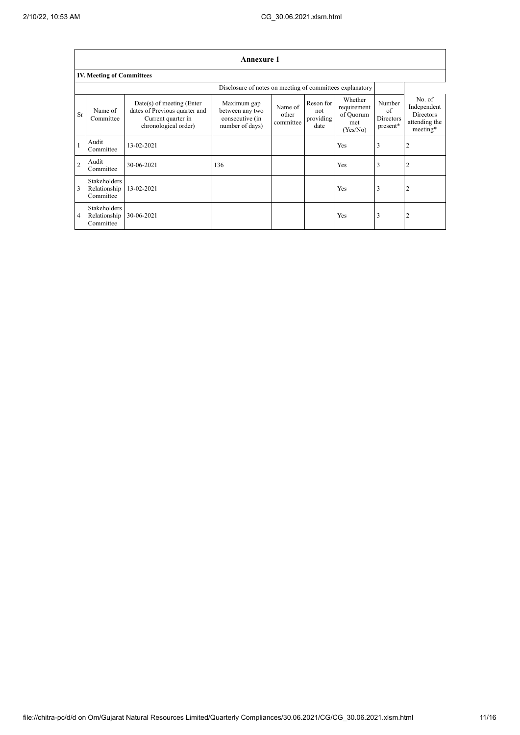## Annexure 1

### IV. Meeting of Committees

| | | | Disclosure of notes on meeting of committees explanatory | | | | | |
|---|---|---|---|---|---|---|---|---|
| Sr | Name of Committee | Date(s) of meeting (Enter dates of Previous quarter and Current quarter in chronological order) | Maximum gap between any two consecutive (in number of days) | Name of other committee | Reson for not providing date | Whether requirement of Quorum met (Yes/No) | Number of Directors present* | No. of Independent Directors attending the meeting* |
| 1 | Audit Committee | 13-02-2021 | | | | Yes | 3 | 2 |
| 2 | Audit Committee | 30-06-2021 | 136 | | | Yes | 3 | 2 |
| 3 | Stakeholders Relationship Committee | 13-02-2021 | | | | Yes | 3 | 2 |
| 4 | Stakeholders Relationship Committee | 30-06-2021 | | | | Yes | 3 | 2 |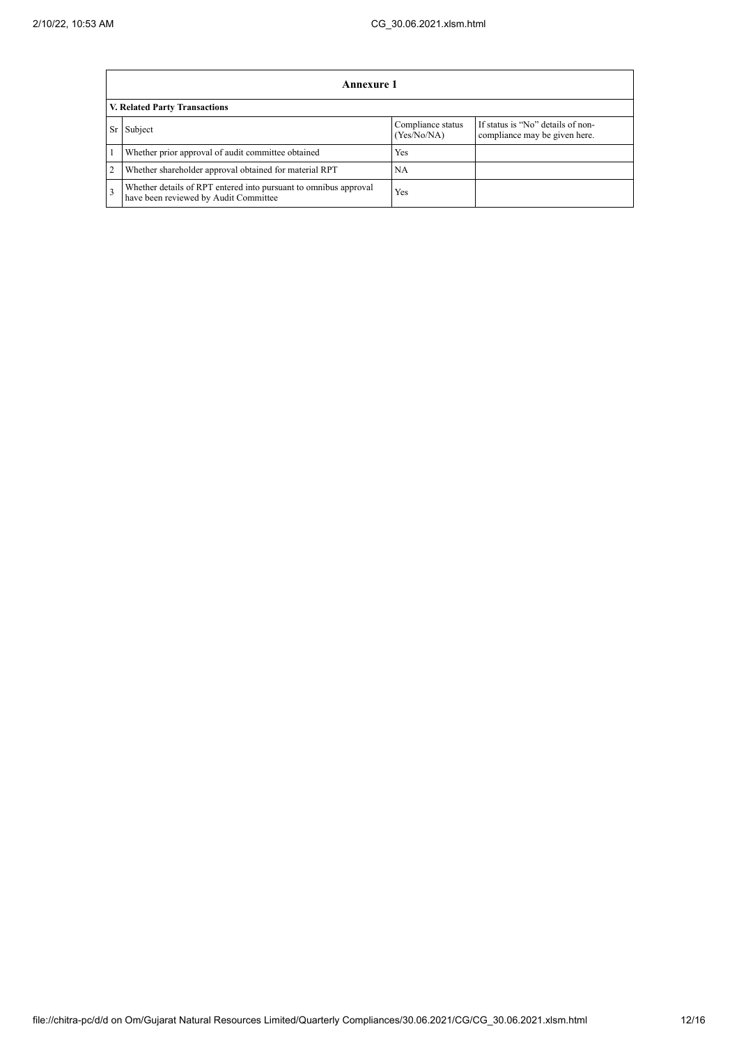| Annexure 1 | | | |
|---|---|---|---|
| **V. Related Party Transactions** | | | |
| Sr | Subject | Compliance status (Yes/No/NA) | If status is "No" details of non-compliance may be given here. |
| 1 | Whether prior approval of audit committee obtained | Yes | |
| 2 | Whether shareholder approval obtained for material RPT | NA | |
| 3 | Whether details of RPT entered into pursuant to omnibus approval have been reviewed by Audit Committee | Yes | |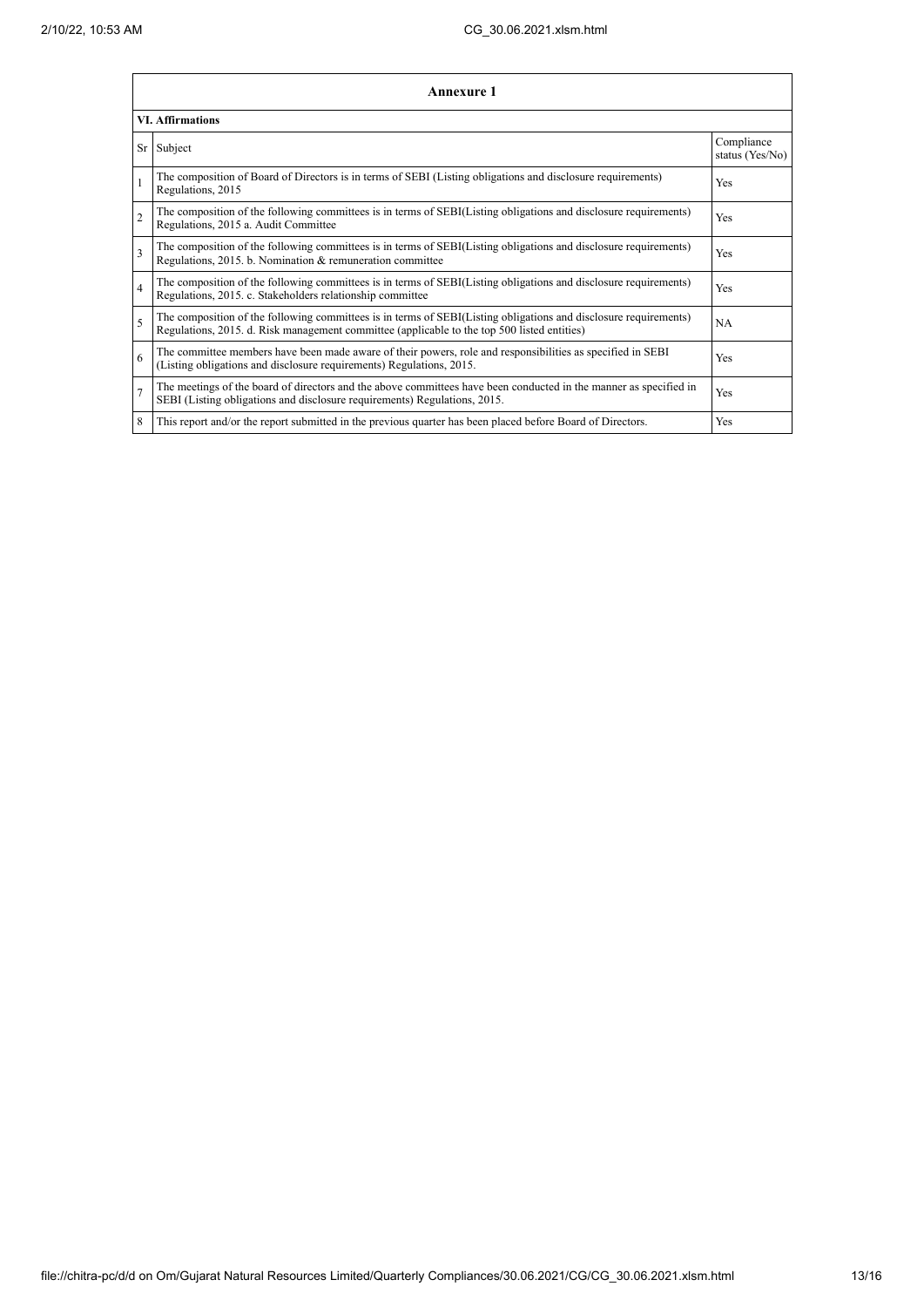| Annexure 1 | | |
|---|---|---|
| **VI. Affirmations** | | |
| Sr | Subject | Compliance status (Yes/No) |
| 1 | The composition of Board of Directors is in terms of SEBI (Listing obligations and disclosure requirements) Regulations, 2015 | Yes |
| 2 | The composition of the following committees is in terms of SEBI(Listing obligations and disclosure requirements) Regulations, 2015 a. Audit Committee | Yes |
| 3 | The composition of the following committees is in terms of SEBI(Listing obligations and disclosure requirements) Regulations, 2015. b. Nomination & remuneration committee | Yes |
| 4 | The composition of the following committees is in terms of SEBI(Listing obligations and disclosure requirements) Regulations, 2015. c. Stakeholders relationship committee | Yes |
| 5 | The composition of the following committees is in terms of SEBI(Listing obligations and disclosure requirements) Regulations, 2015. d. Risk management committee (applicable to the top 500 listed entities) | NA |
| 6 | The committee members have been made aware of their powers, role and responsibilities as specified in SEBI (Listing obligations and disclosure requirements) Regulations, 2015. | Yes |
| 7 | The meetings of the board of directors and the above committees have been conducted in the manner as specified in SEBI (Listing obligations and disclosure requirements) Regulations, 2015. | Yes |
| 8 | This report and/or the report submitted in the previous quarter has been placed before Board of Directors. | Yes |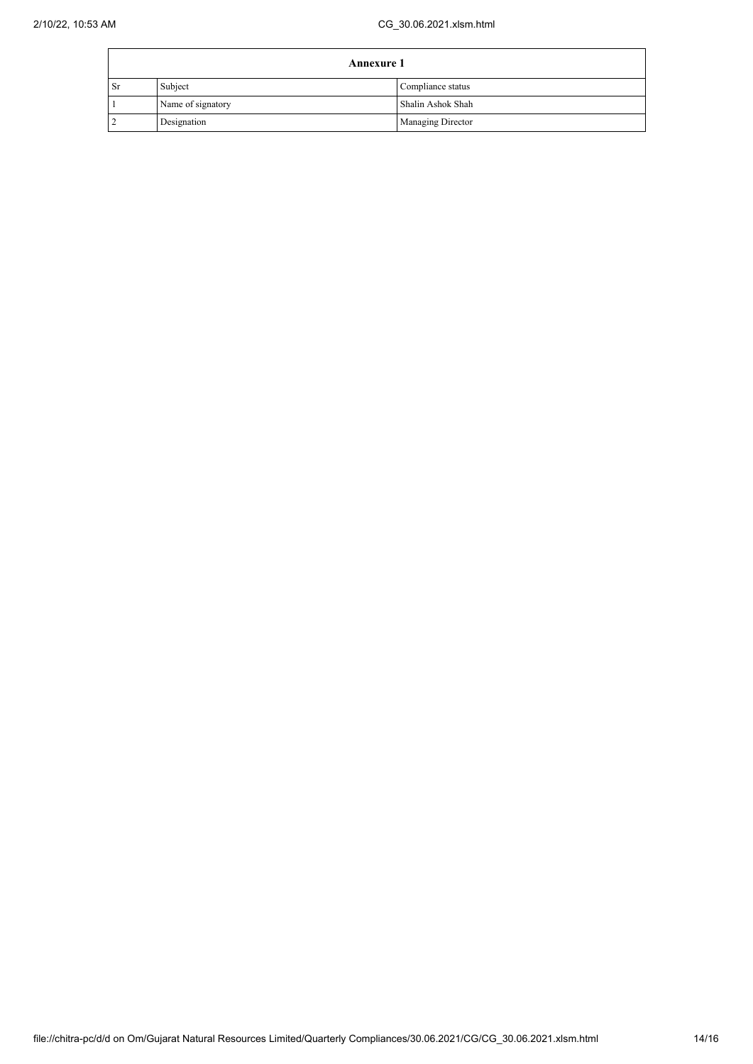| Annexure 1 | | |
|---|---|---|
| Sr | Subject | Compliance status |
| 1 | Name of signatory | Shalin Ashok Shah |
| 2 | Designation | Managing Director |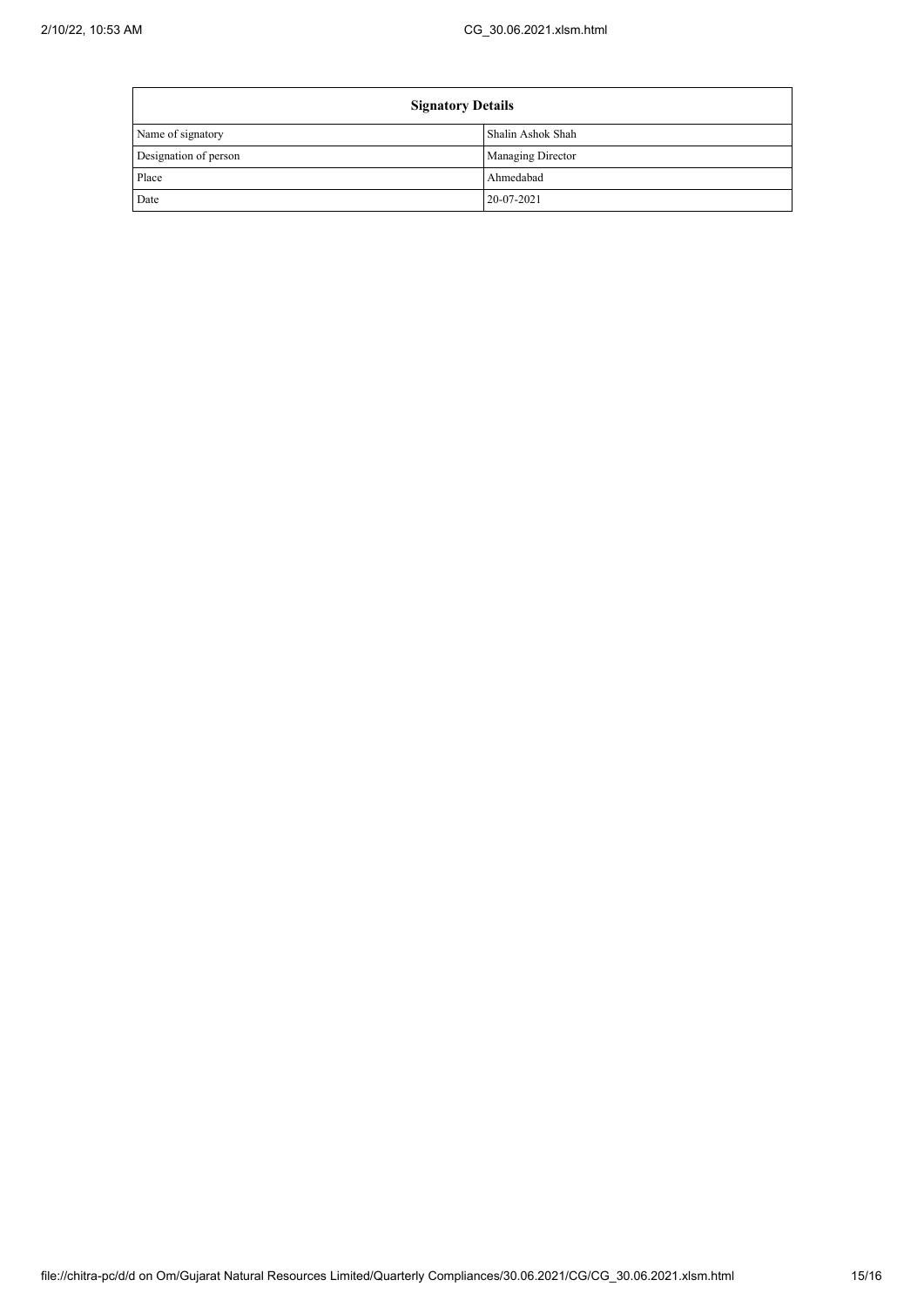| Signatory Details | |
|---|---|
| Name of signatory | Shalin Ashok Shah |
| Designation of person | Managing Director |
| Place | Ahmedabad |
| Date | 20-07-2021 |